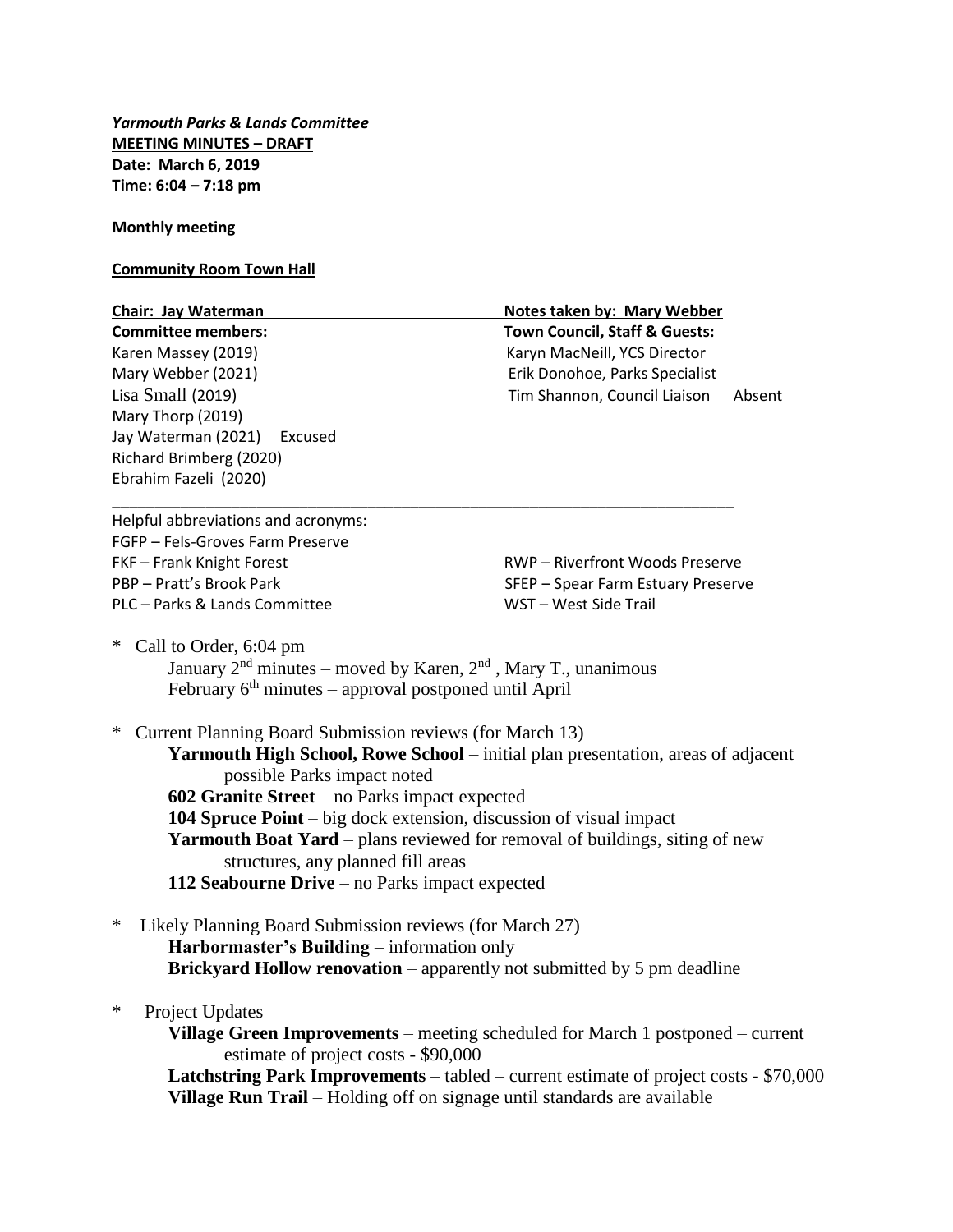***Yarmouth Parks & Lands Committee***
**MEETING MINUTES – DRAFT**
**Date: March 6, 2019**
**Time: 6:04 – 7:18 pm**

**Monthly meeting**

**Community Room Town Hall**

| **Chair: Jay Waterman** | **Notes taken by: Mary Webber** |
|---|---|
| **Committee members:** | **Town Council, Staff & Guests:** |
| Karen Massey (2019) | Karyn MacNeill, YCS Director |
| Mary Webber (2021) | Erik Donohoe, Parks Specialist |
| Lisa Small (2019) | Tim Shannon, Council Liaison     Absent |
| Mary Thorp (2019) | |
| Jay Waterman (2021)    Excused | |
| Richard Brimberg (2020) | |
| Ebrahim Fazeli (2020) | |

---

Helpful abbreviations and acronyms:

| | |
|---|---|
| FGFP – Fels-Groves Farm Preserve | |
| FKF – Frank Knight Forest | RWP – Riverfront Woods Preserve |
| PBP – Pratt's Brook Park | SFEP – Spear Farm Estuary Preserve |
| PLC – Parks & Lands Committee | WST – West Side Trail |

\* Call to Order, 6:04 pm
  January 2nd minutes – moved by Karen, 2nd, Mary T., unanimous
  February 6th minutes – approval postponed until April

\* Current Planning Board Submission reviews (for March 13)
  **Yarmouth High School, Rowe School** – initial plan presentation, areas of adjacent possible Parks impact noted
  **602 Granite Street** – no Parks impact expected
  **104 Spruce Point** – big dock extension, discussion of visual impact
  **Yarmouth Boat Yard** – plans reviewed for removal of buildings, siting of new structures, any planned fill areas
  **112 Seabourne Drive** – no Parks impact expected

\* Likely Planning Board Submission reviews (for March 27)
  **Harbormaster's Building** – information only
  **Brickyard Hollow renovation** – apparently not submitted by 5 pm deadline

\* Project Updates
  **Village Green Improvements** – meeting scheduled for March 1 postponed – current estimate of project costs - $90,000
  **Latchstring Park Improvements** – tabled – current estimate of project costs - $70,000
  **Village Run Trail** – Holding off on signage until standards are available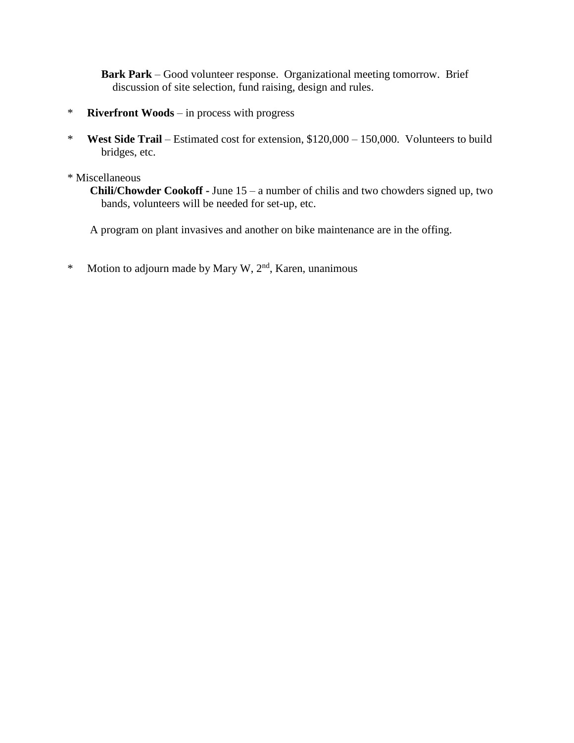**Bark Park** – Good volunteer response.  Organizational meeting tomorrow.  Brief discussion of site selection, fund raising, design and rules.

* **Riverfront Woods** – in process with progress

* **West Side Trail** – Estimated cost for extension, $120,000 – 150,000.  Volunteers to build bridges, etc.

* Miscellaneous

  **Chili/Chowder Cookoff -** June 15 – a number of chilis and two chowders signed up, two bands, volunteers will be needed for set-up, etc.

  A program on plant invasives and another on bike maintenance are in the offing.

* Motion to adjourn made by Mary W, 2nd, Karen, unanimous